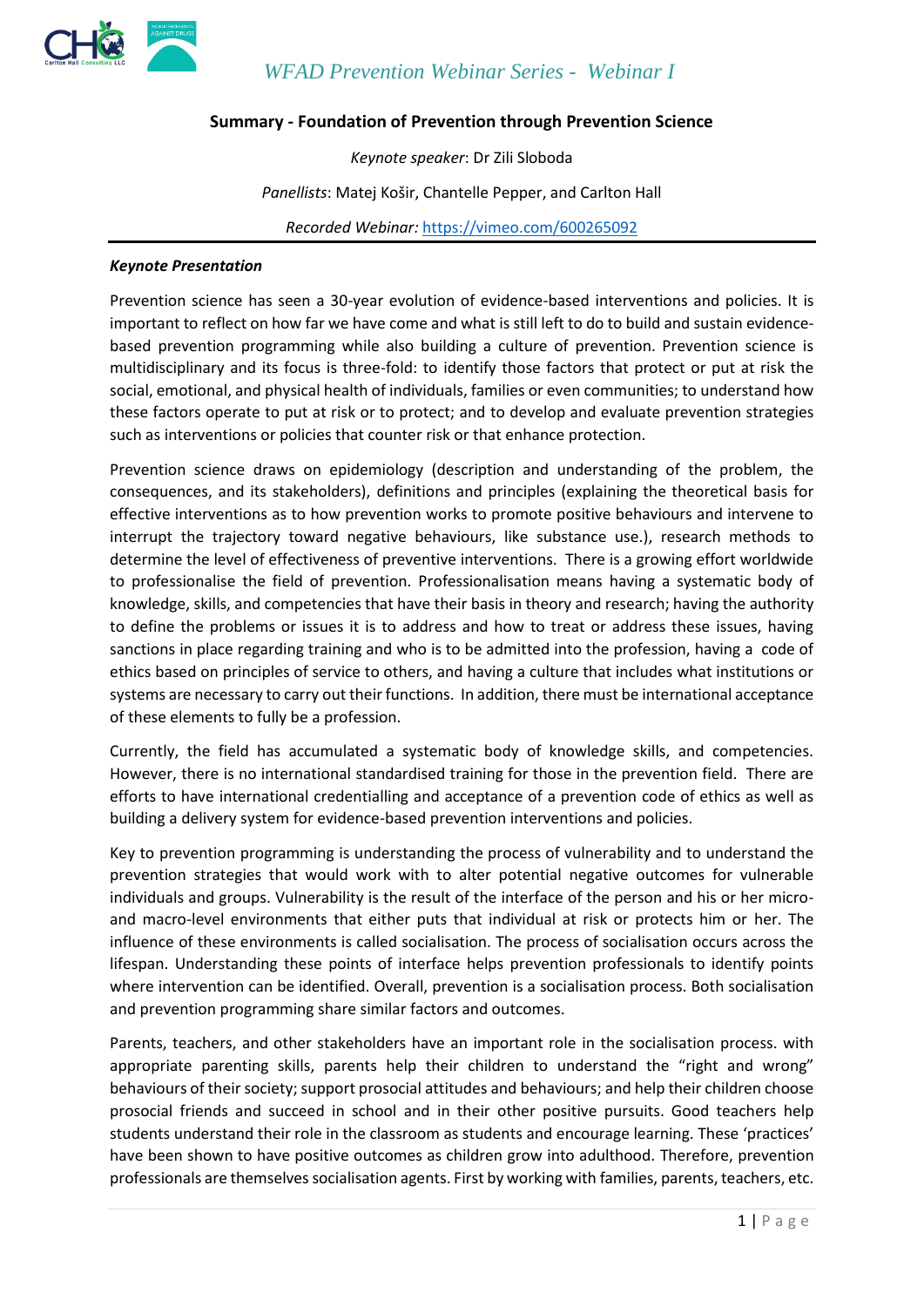# Summary - Foundation of Prevention through Prevention Science

*Keynote speaker*: Dr Zili Sloboda

*Panellists*: Matej Košir, Chantelle Pepper, and Carlton Hall

*Recorded Webinar:* https://vimeo.com/600265092

---

***Keynote Presentation***

Prevention science has seen a 30-year evolution of evidence-based interventions and policies. It is important to reflect on how far we have come and what is still left to do to build and sustain evidence-based prevention programming while also building a culture of prevention. Prevention science is multidisciplinary and its focus is three-fold: to identify those factors that protect or put at risk the social, emotional, and physical health of individuals, families or even communities; to understand how these factors operate to put at risk or to protect; and to develop and evaluate prevention strategies such as interventions or policies that counter risk or that enhance protection.

Prevention science draws on epidemiology (description and understanding of the problem, the consequences, and its stakeholders), definitions and principles (explaining the theoretical basis for effective interventions as to how prevention works to promote positive behaviours and intervene to interrupt the trajectory toward negative behaviours, like substance use.), research methods to determine the level of effectiveness of preventive interventions. There is a growing effort worldwide to professionalise the field of prevention. Professionalisation means having a systematic body of knowledge, skills, and competencies that have their basis in theory and research; having the authority to define the problems or issues it is to address and how to treat or address these issues, having sanctions in place regarding training and who is to be admitted into the profession, having a code of ethics based on principles of service to others, and having a culture that includes what institutions or systems are necessary to carry out their functions. In addition, there must be international acceptance of these elements to fully be a profession.

Currently, the field has accumulated a systematic body of knowledge skills, and competencies. However, there is no international standardised training for those in the prevention field. There are efforts to have international credentialling and acceptance of a prevention code of ethics as well as building a delivery system for evidence-based prevention interventions and policies.

Key to prevention programming is understanding the process of vulnerability and to understand the prevention strategies that would work with to alter potential negative outcomes for vulnerable individuals and groups. Vulnerability is the result of the interface of the person and his or her micro- and macro-level environments that either puts that individual at risk or protects him or her. The influence of these environments is called socialisation. The process of socialisation occurs across the lifespan. Understanding these points of interface helps prevention professionals to identify points where intervention can be identified. Overall, prevention is a socialisation process. Both socialisation and prevention programming share similar factors and outcomes.

Parents, teachers, and other stakeholders have an important role in the socialisation process. with appropriate parenting skills, parents help their children to understand the "right and wrong" behaviours of their society; support prosocial attitudes and behaviours; and help their children choose prosocial friends and succeed in school and in their other positive pursuits. Good teachers help students understand their role in the classroom as students and encourage learning. These 'practices' have been shown to have positive outcomes as children grow into adulthood. Therefore, prevention professionals are themselves socialisation agents. First by working with families, parents, teachers, etc.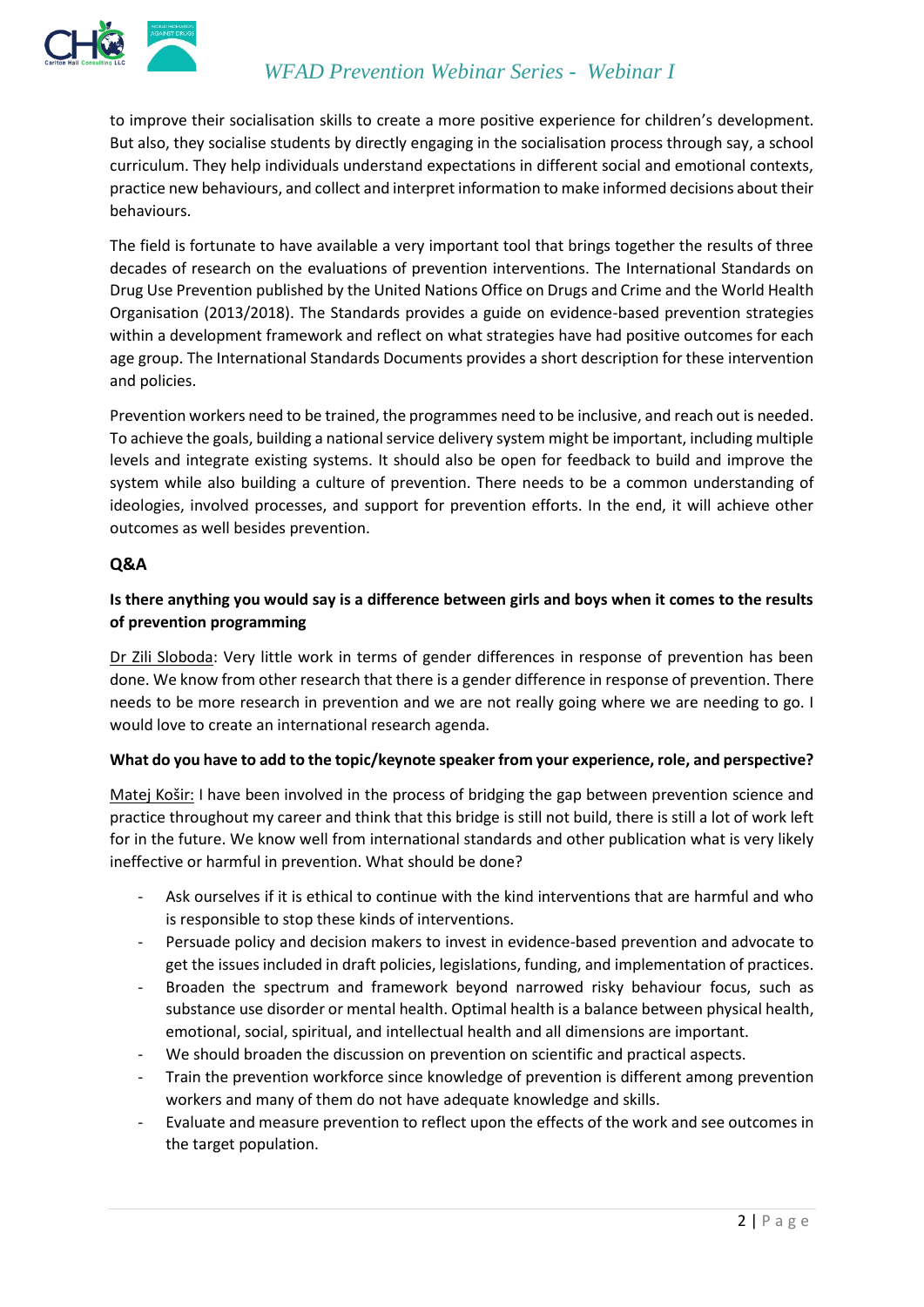to improve their socialisation skills to create a more positive experience for children's development. But also, they socialise students by directly engaging in the socialisation process through say, a school curriculum. They help individuals understand expectations in different social and emotional contexts, practice new behaviours, and collect and interpret information to make informed decisions about their behaviours.

The field is fortunate to have available a very important tool that brings together the results of three decades of research on the evaluations of prevention interventions. The International Standards on Drug Use Prevention published by the United Nations Office on Drugs and Crime and the World Health Organisation (2013/2018). The Standards provides a guide on evidence-based prevention strategies within a development framework and reflect on what strategies have had positive outcomes for each age group. The International Standards Documents provides a short description for these intervention and policies.

Prevention workers need to be trained, the programmes need to be inclusive, and reach out is needed. To achieve the goals, building a national service delivery system might be important, including multiple levels and integrate existing systems. It should also be open for feedback to build and improve the system while also building a culture of prevention. There needs to be a common understanding of ideologies, involved processes, and support for prevention efforts. In the end, it will achieve other outcomes as well besides prevention.

## Q&A

**Is there anything you would say is a difference between girls and boys when it comes to the results of prevention programming**

Dr Zili Sloboda: Very little work in terms of gender differences in response of prevention has been done. We know from other research that there is a gender difference in response of prevention. There needs to be more research in prevention and we are not really going where we are needing to go. I would love to create an international research agenda.

**What do you have to add to the topic/keynote speaker from your experience, role, and perspective?**

Matej Košir: I have been involved in the process of bridging the gap between prevention science and practice throughout my career and think that this bridge is still not build, there is still a lot of work left for in the future. We know well from international standards and other publication what is very likely ineffective or harmful in prevention. What should be done?

- Ask ourselves if it is ethical to continue with the kind interventions that are harmful and who is responsible to stop these kinds of interventions.
- Persuade policy and decision makers to invest in evidence-based prevention and advocate to get the issues included in draft policies, legislations, funding, and implementation of practices.
- Broaden the spectrum and framework beyond narrowed risky behaviour focus, such as substance use disorder or mental health. Optimal health is a balance between physical health, emotional, social, spiritual, and intellectual health and all dimensions are important.
- We should broaden the discussion on prevention on scientific and practical aspects.
- Train the prevention workforce since knowledge of prevention is different among prevention workers and many of them do not have adequate knowledge and skills.
- Evaluate and measure prevention to reflect upon the effects of the work and see outcomes in the target population.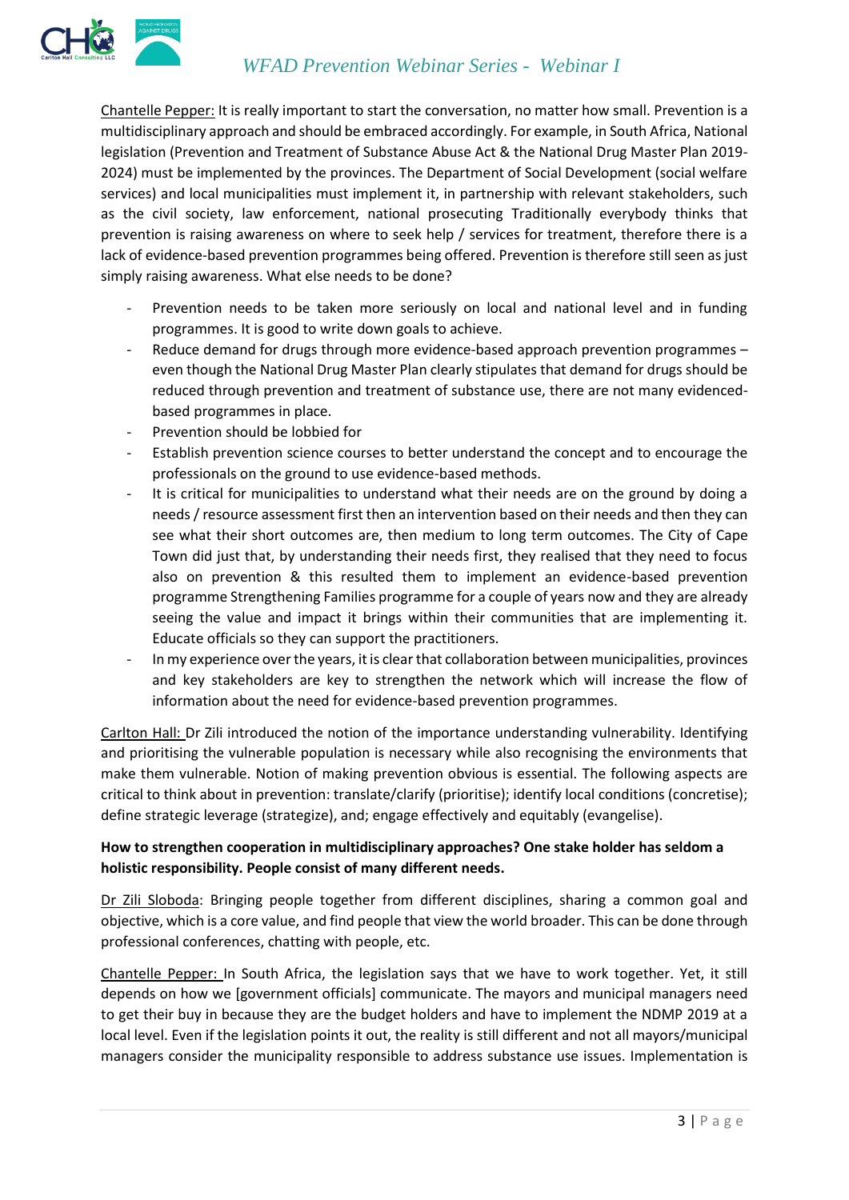Chantelle Pepper: It is really important to start the conversation, no matter how small. Prevention is a multidisciplinary approach and should be embraced accordingly. For example, in South Africa, National legislation (Prevention and Treatment of Substance Abuse Act & the National Drug Master Plan 2019-2024) must be implemented by the provinces. The Department of Social Development (social welfare services) and local municipalities must implement it, in partnership with relevant stakeholders, such as the civil society, law enforcement, national prosecuting Traditionally everybody thinks that prevention is raising awareness on where to seek help / services for treatment, therefore there is a lack of evidence-based prevention programmes being offered. Prevention is therefore still seen as just simply raising awareness. What else needs to be done?

- Prevention needs to be taken more seriously on local and national level and in funding programmes. It is good to write down goals to achieve.
- Reduce demand for drugs through more evidence-based approach prevention programmes – even though the National Drug Master Plan clearly stipulates that demand for drugs should be reduced through prevention and treatment of substance use, there are not many evidenced-based programmes in place.
- Prevention should be lobbied for
- Establish prevention science courses to better understand the concept and to encourage the professionals on the ground to use evidence-based methods.
- It is critical for municipalities to understand what their needs are on the ground by doing a needs / resource assessment first then an intervention based on their needs and then they can see what their short outcomes are, then medium to long term outcomes. The City of Cape Town did just that, by understanding their needs first, they realised that they need to focus also on prevention & this resulted them to implement an evidence-based prevention programme Strengthening Families programme for a couple of years now and they are already seeing the value and impact it brings within their communities that are implementing it. Educate officials so they can support the practitioners.
- In my experience over the years, it is clear that collaboration between municipalities, provinces and key stakeholders are key to strengthen the network which will increase the flow of information about the need for evidence-based prevention programmes.

Carlton Hall: Dr Zili introduced the notion of the importance understanding vulnerability. Identifying and prioritising the vulnerable population is necessary while also recognising the environments that make them vulnerable. Notion of making prevention obvious is essential. The following aspects are critical to think about in prevention: translate/clarify (prioritise); identify local conditions (concretise); define strategic leverage (strategize), and; engage effectively and equitably (evangelise).

**How to strengthen cooperation in multidisciplinary approaches? One stake holder has seldom a holistic responsibility. People consist of many different needs.**

Dr Zili Sloboda: Bringing people together from different disciplines, sharing a common goal and objective, which is a core value, and find people that view the world broader. This can be done through professional conferences, chatting with people, etc.

Chantelle Pepper: In South Africa, the legislation says that we have to work together. Yet, it still depends on how we [government officials] communicate. The mayors and municipal managers need to get their buy in because they are the budget holders and have to implement the NDMP 2019 at a local level. Even if the legislation points it out, the reality is still different and not all mayors/municipal managers consider the municipality responsible to address substance use issues. Implementation is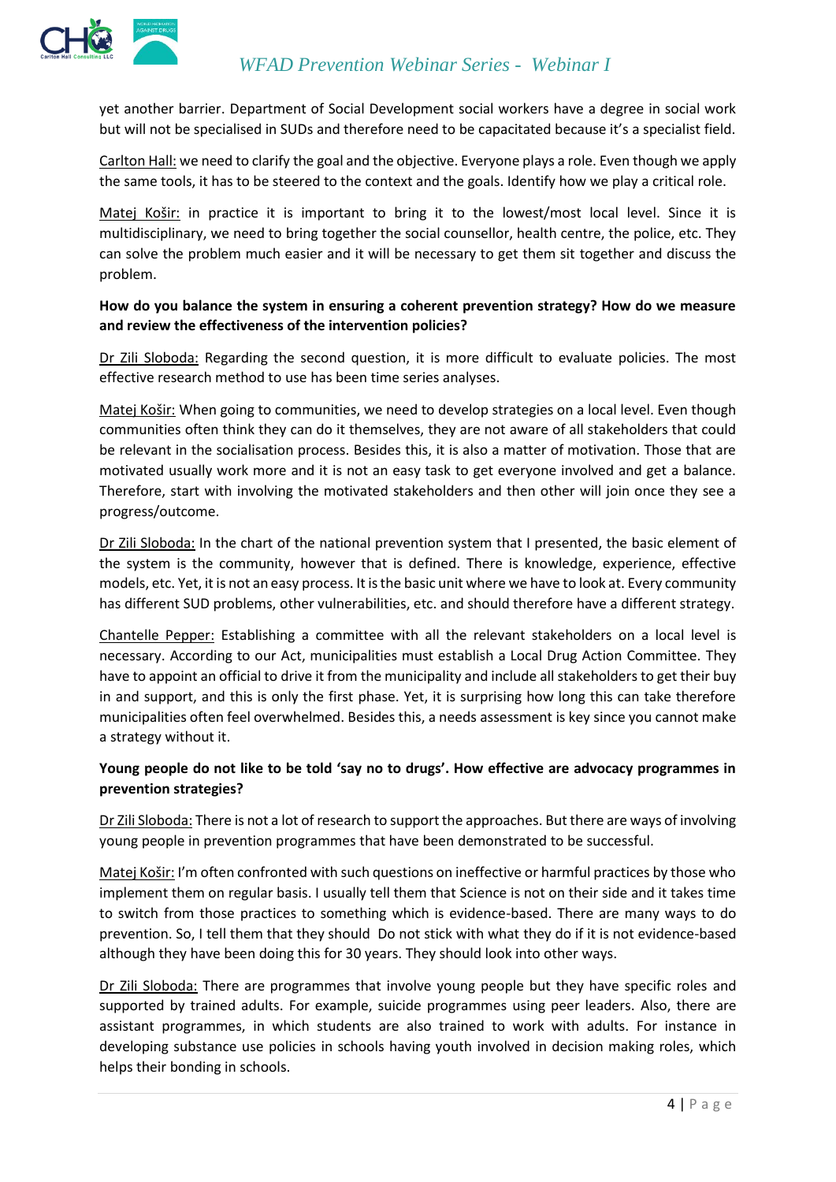yet another barrier. Department of Social Development social workers have a degree in social work but will not be specialised in SUDs and therefore need to be capacitated because it's a specialist field.

Carlton Hall: we need to clarify the goal and the objective. Everyone plays a role. Even though we apply the same tools, it has to be steered to the context and the goals. Identify how we play a critical role.

Matej Košir: in practice it is important to bring it to the lowest/most local level. Since it is multidisciplinary, we need to bring together the social counsellor, health centre, the police, etc. They can solve the problem much easier and it will be necessary to get them sit together and discuss the problem.

**How do you balance the system in ensuring a coherent prevention strategy? How do we measure and review the effectiveness of the intervention policies?**

Dr Zili Sloboda: Regarding the second question, it is more difficult to evaluate policies. The most effective research method to use has been time series analyses.

Matej Košir: When going to communities, we need to develop strategies on a local level. Even though communities often think they can do it themselves, they are not aware of all stakeholders that could be relevant in the socialisation process. Besides this, it is also a matter of motivation. Those that are motivated usually work more and it is not an easy task to get everyone involved and get a balance. Therefore, start with involving the motivated stakeholders and then other will join once they see a progress/outcome.

Dr Zili Sloboda: In the chart of the national prevention system that I presented, the basic element of the system is the community, however that is defined. There is knowledge, experience, effective models, etc. Yet, it is not an easy process. It is the basic unit where we have to look at. Every community has different SUD problems, other vulnerabilities, etc. and should therefore have a different strategy.

Chantelle Pepper: Establishing a committee with all the relevant stakeholders on a local level is necessary. According to our Act, municipalities must establish a Local Drug Action Committee. They have to appoint an official to drive it from the municipality and include all stakeholders to get their buy in and support, and this is only the first phase. Yet, it is surprising how long this can take therefore municipalities often feel overwhelmed. Besides this, a needs assessment is key since you cannot make a strategy without it.

**Young people do not like to be told 'say no to drugs'. How effective are advocacy programmes in prevention strategies?**

Dr Zili Sloboda: There is not a lot of research to support the approaches. But there are ways of involving young people in prevention programmes that have been demonstrated to be successful.

Matej Košir: I'm often confronted with such questions on ineffective or harmful practices by those who implement them on regular basis. I usually tell them that Science is not on their side and it takes time to switch from those practices to something which is evidence-based. There are many ways to do prevention. So, I tell them that they should Do not stick with what they do if it is not evidence-based although they have been doing this for 30 years. They should look into other ways.

Dr Zili Sloboda: There are programmes that involve young people but they have specific roles and supported by trained adults. For example, suicide programmes using peer leaders. Also, there are assistant programmes, in which students are also trained to work with adults. For instance in developing substance use policies in schools having youth involved in decision making roles, which helps their bonding in schools.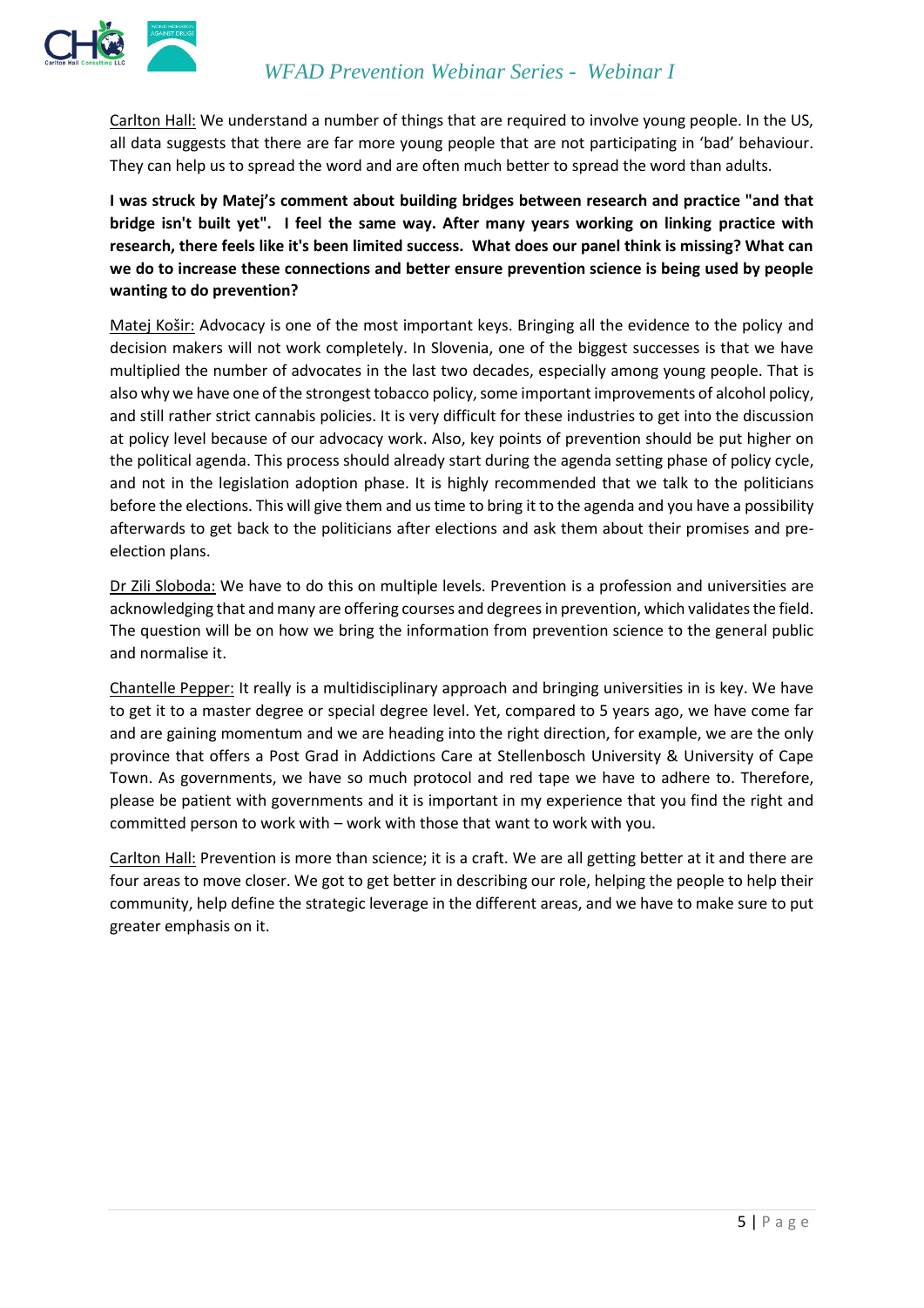Carlton Hall: We understand a number of things that are required to involve young people. In the US, all data suggests that there are far more young people that are not participating in 'bad' behaviour. They can help us to spread the word and are often much better to spread the word than adults.

**I was struck by Matej's comment about building bridges between research and practice "and that bridge isn't built yet". I feel the same way. After many years working on linking practice with research, there feels like it's been limited success. What does our panel think is missing? What can we do to increase these connections and better ensure prevention science is being used by people wanting to do prevention?**

Matej Košir: Advocacy is one of the most important keys. Bringing all the evidence to the policy and decision makers will not work completely. In Slovenia, one of the biggest successes is that we have multiplied the number of advocates in the last two decades, especially among young people. That is also why we have one of the strongest tobacco policy, some important improvements of alcohol policy, and still rather strict cannabis policies. It is very difficult for these industries to get into the discussion at policy level because of our advocacy work. Also, key points of prevention should be put higher on the political agenda. This process should already start during the agenda setting phase of policy cycle, and not in the legislation adoption phase. It is highly recommended that we talk to the politicians before the elections. This will give them and us time to bring it to the agenda and you have a possibility afterwards to get back to the politicians after elections and ask them about their promises and pre-election plans.

Dr Zili Sloboda: We have to do this on multiple levels. Prevention is a profession and universities are acknowledging that and many are offering courses and degrees in prevention, which validates the field. The question will be on how we bring the information from prevention science to the general public and normalise it.

Chantelle Pepper: It really is a multidisciplinary approach and bringing universities in is key. We have to get it to a master degree or special degree level. Yet, compared to 5 years ago, we have come far and are gaining momentum and we are heading into the right direction, for example, we are the only province that offers a Post Grad in Addictions Care at Stellenbosch University & University of Cape Town. As governments, we have so much protocol and red tape we have to adhere to. Therefore, please be patient with governments and it is important in my experience that you find the right and committed person to work with – work with those that want to work with you.

Carlton Hall: Prevention is more than science; it is a craft. We are all getting better at it and there are four areas to move closer. We got to get better in describing our role, helping the people to help their community, help define the strategic leverage in the different areas, and we have to make sure to put greater emphasis on it.